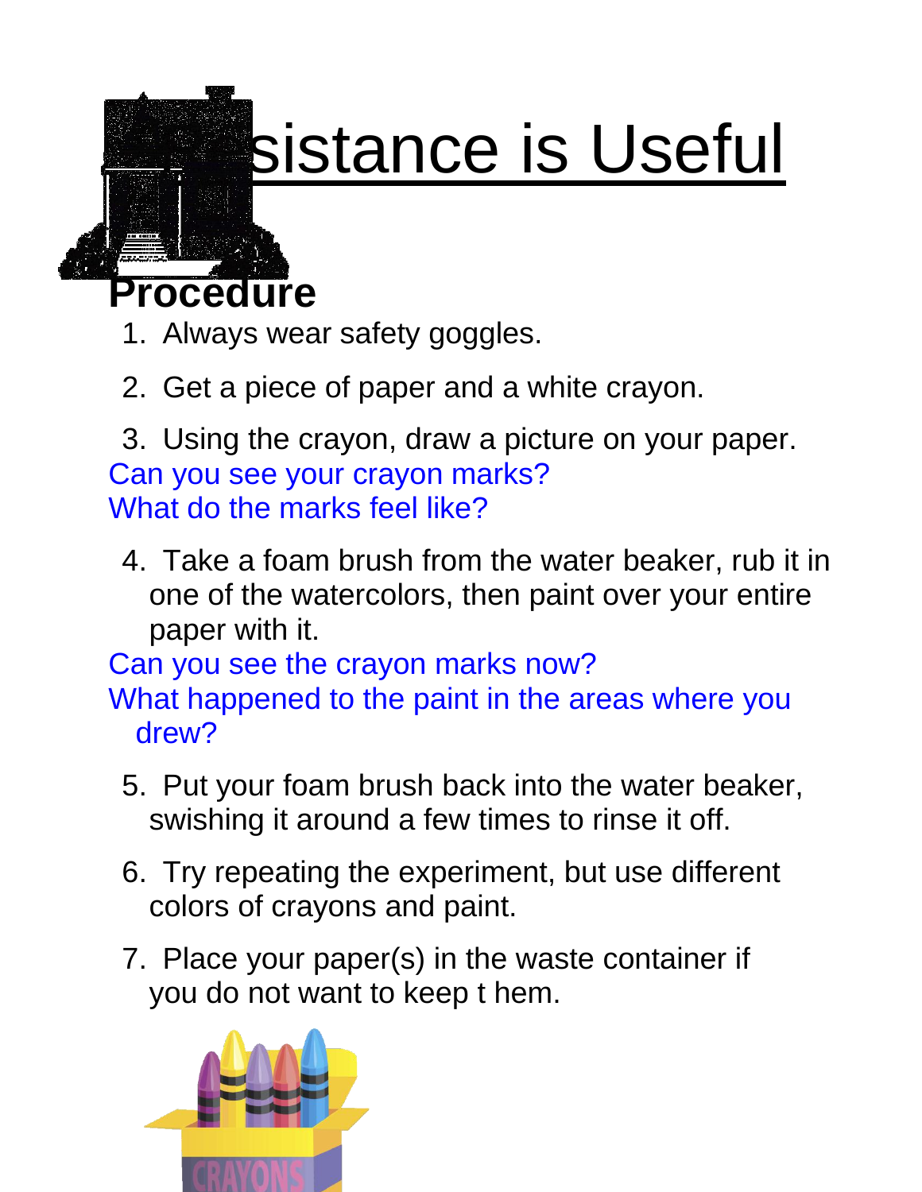# sistance is Useful

## Procedure

1. Always wear safety goggles.
2. Get a piece of paper and a white crayon.
3. Using the crayon, draw a picture on your paper.

Can you see your crayon marks?
What do the marks feel like?

4. Take a foam brush from the water beaker, rub it in one of the watercolors, then paint over your entire paper with it.

Can you see the crayon marks now?
What happened to the paint in the areas where you drew?

5. Put your foam brush back into the water beaker, swishing it around a few times to rinse it off.
6. Try repeating the experiment, but use different colors of crayons and paint.
7. Place your paper(s) in the waste container if you do not want to keep t hem.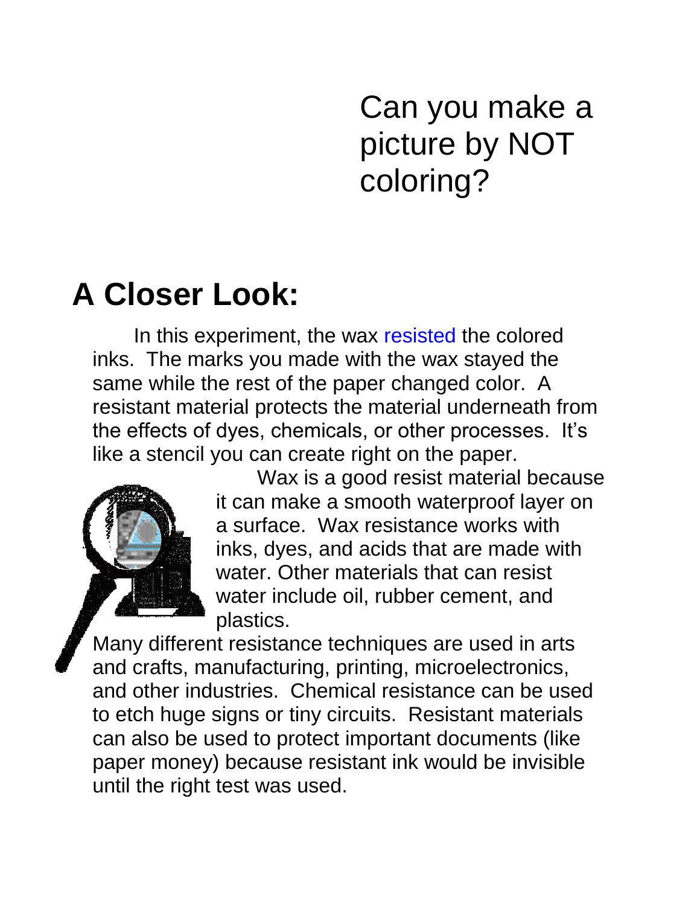Can you make a picture by NOT coloring?

## A Closer Look:

In this experiment, the wax resisted the colored inks. The marks you made with the wax stayed the same while the rest of the paper changed color. A resistant material protects the material underneath from the effects of dyes, chemicals, or other processes. It's like a stencil you can create right on the paper.

Wax is a good resist material because it can make a smooth waterproof layer on a surface. Wax resistance works with inks, dyes, and acids that are made with water. Other materials that can resist water include oil, rubber cement, and plastics.

Many different resistance techniques are used in arts and crafts, manufacturing, printing, microelectronics, and other industries. Chemical resistance can be used to etch huge signs or tiny circuits. Resistant materials can also be used to protect important documents (like paper money) because resistant ink would be invisible until the right test was used.